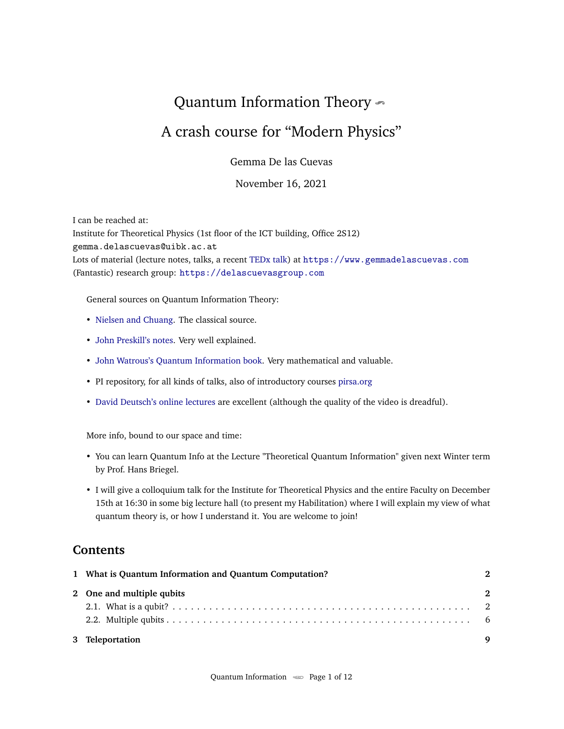# Quantum Information Theory

## A crash course for "Modern Physics"

Gemma De las Cuevas

November 16, 2021

I can be reached at:
Institute for Theoretical Physics (1st floor of the ICT building, Office 2S12)
gemma.delascuevas@uibk.ac.at
Lots of material (lecture notes, talks, a recent TEDx talk) at https://www.gemmadelascuevas.com
(Fantastic) research group: https://delascuevasgroup.com

General sources on Quantum Information Theory:

- Nielsen and Chuang. The classical source.
- John Preskill's notes. Very well explained.
- John Watrous's Quantum Information book. Very mathematical and valuable.
- PI repository, for all kinds of talks, also of introductory courses pirsa.org
- David Deutsch's online lectures are excellent (although the quality of the video is dreadful).

More info, bound to our space and time:

- You can learn Quantum Info at the Lecture "Theoretical Quantum Information" given next Winter term by Prof. Hans Briegel.
- I will give a colloquium talk for the Institute for Theoretical Physics and the entire Faculty on December 15th at 16:30 in some big lecture hall (to present my Habilitation) where I will explain my view of what quantum theory is, or how I understand it. You are welcome to join!

## Contents

1 What is Quantum Information and Quantum Computation? — 2

2 One and multiple qubits — 2
- 2.1. What is a qubit? — 2
- 2.2. Multiple qubits — 6

3 Teleportation — 9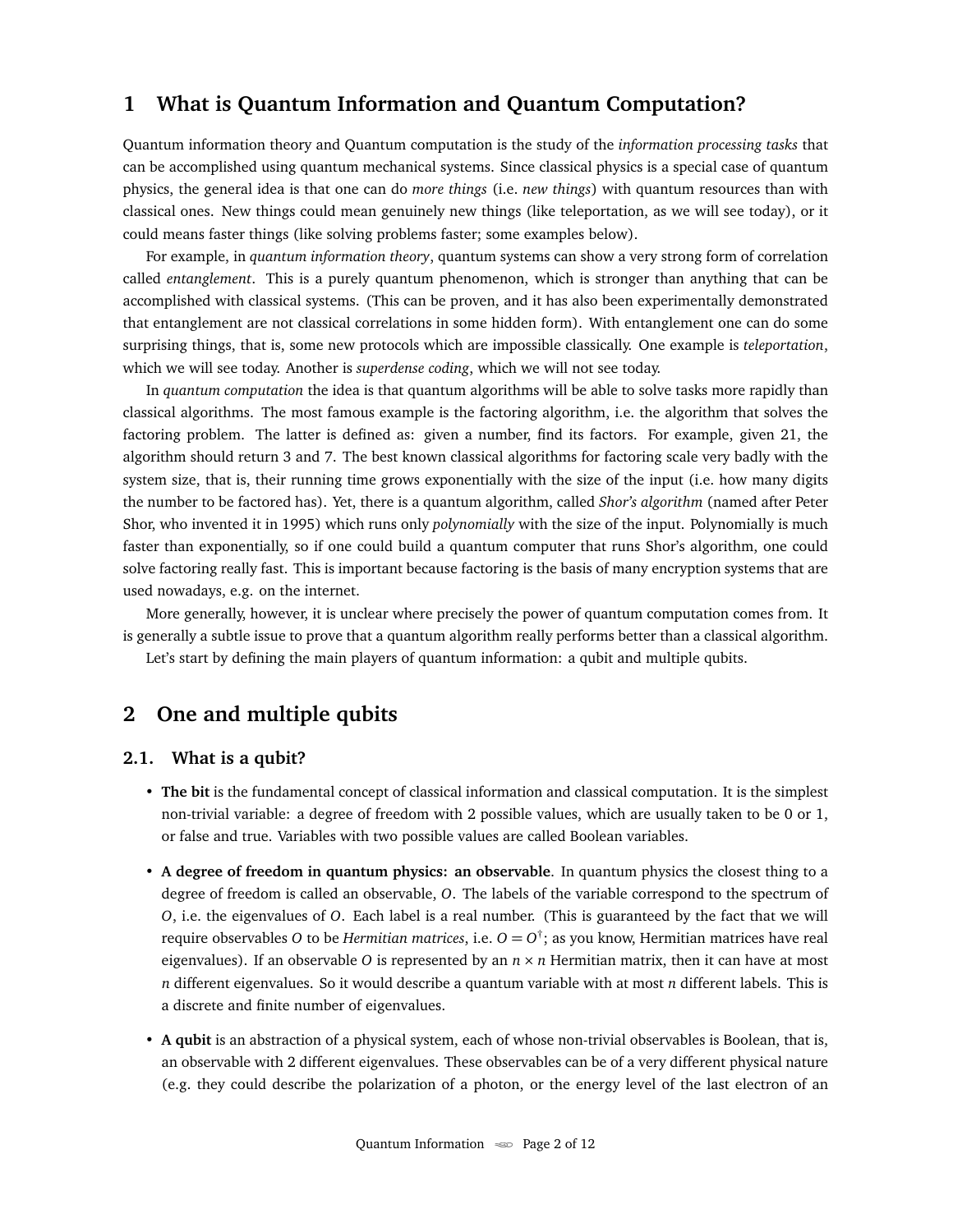## 1 What is Quantum Information and Quantum Computation?

Quantum information theory and Quantum computation is the study of the *information processing tasks* that can be accomplished using quantum mechanical systems. Since classical physics is a special case of quantum physics, the general idea is that one can do *more things* (i.e. *new things*) with quantum resources than with classical ones. New things could mean genuinely new things (like teleportation, as we will see today), or it could means faster things (like solving problems faster; some examples below).

For example, in *quantum information theory*, quantum systems can show a very strong form of correlation called *entanglement*. This is a purely quantum phenomenon, which is stronger than anything that can be accomplished with classical systems. (This can be proven, and it has also been experimentally demonstrated that entanglement are not classical correlations in some hidden form). With entanglement one can do some surprising things, that is, some new protocols which are impossible classically. One example is *teleportation*, which we will see today. Another is *superdense coding*, which we will not see today.

In *quantum computation* the idea is that quantum algorithms will be able to solve tasks more rapidly than classical algorithms. The most famous example is the factoring algorithm, i.e. the algorithm that solves the factoring problem. The latter is defined as: given a number, find its factors. For example, given 21, the algorithm should return 3 and 7. The best known classical algorithms for factoring scale very badly with the system size, that is, their running time grows exponentially with the size of the input (i.e. how many digits the number to be factored has). Yet, there is a quantum algorithm, called *Shor's algorithm* (named after Peter Shor, who invented it in 1995) which runs only *polynomially* with the size of the input. Polynomially is much faster than exponentially, so if one could build a quantum computer that runs Shor's algorithm, one could solve factoring really fast. This is important because factoring is the basis of many encryption systems that are used nowadays, e.g. on the internet.

More generally, however, it is unclear where precisely the power of quantum computation comes from. It is generally a subtle issue to prove that a quantum algorithm really performs better than a classical algorithm.

Let's start by defining the main players of quantum information: a qubit and multiple qubits.

## 2 One and multiple qubits

### 2.1. What is a qubit?

- **The bit** is the fundamental concept of classical information and classical computation. It is the simplest non-trivial variable: a degree of freedom with 2 possible values, which are usually taken to be 0 or 1, or false and true. Variables with two possible values are called Boolean variables.

- **A degree of freedom in quantum physics: an observable**. In quantum physics the closest thing to a degree of freedom is called an observable, $O$. The labels of the variable correspond to the spectrum of $O$, i.e. the eigenvalues of $O$. Each label is a real number. (This is guaranteed by the fact that we will require observables $O$ to be *Hermitian matrices*, i.e. $O = O^{\dagger}$; as you know, Hermitian matrices have real eigenvalues). If an observable $O$ is represented by an $n \times n$ Hermitian matrix, then it can have at most $n$ different eigenvalues. So it would describe a quantum variable with at most $n$ different labels. This is a discrete and finite number of eigenvalues.

- **A qubit** is an abstraction of a physical system, each of whose non-trivial observables is Boolean, that is, an observable with 2 different eigenvalues. These observables can be of a very different physical nature (e.g. they could describe the polarization of a photon, or the energy level of the last electron of an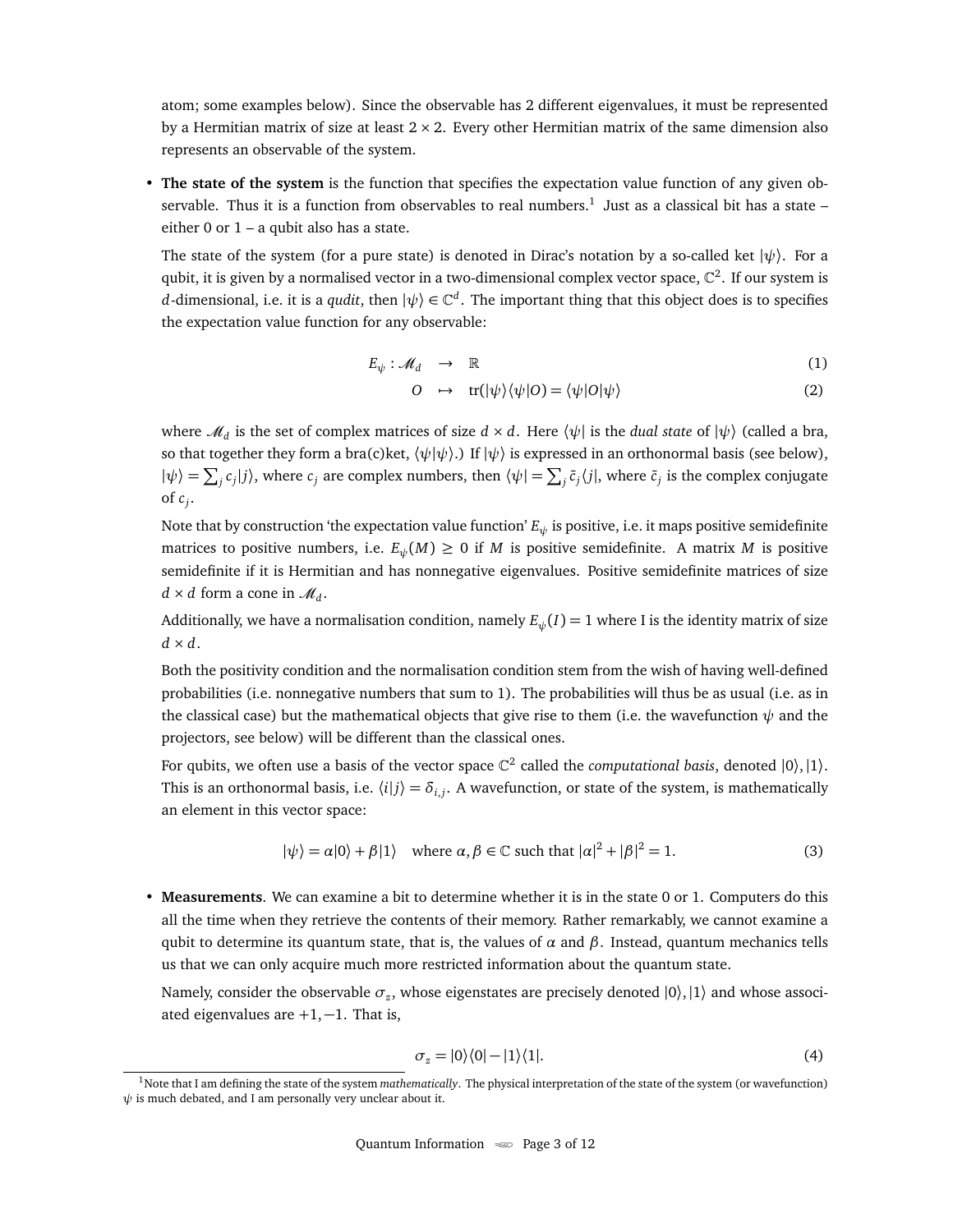atom; some examples below). Since the observable has 2 different eigenvalues, it must be represented by a Hermitian matrix of size at least $2 \times 2$. Every other Hermitian matrix of the same dimension also represents an observable of the system.

- **The state of the system** is the function that specifies the expectation value function of any given observable. Thus it is a function from observables to real numbers.[1] Just as a classical bit has a state – either 0 or 1 – a qubit also has a state.

  The state of the system (for a pure state) is denoted in Dirac's notation by a so-called ket $|\psi\rangle$. For a qubit, it is given by a normalised vector in a two-dimensional complex vector space, $\mathbb{C}^2$. If our system is $d$-dimensional, i.e. it is a *qudit*, then $|\psi\rangle \in \mathbb{C}^d$. The important thing that this object does is to specifies the expectation value function for any observable:

$$
\begin{aligned}
E_\psi : \mathscr{M}_d &\rightarrow \mathbb{R} && (1)\\
O &\mapsto \operatorname{tr}(|\psi\rangle\langle\psi|O) = \langle\psi|O|\psi\rangle && (2)
\end{aligned}
$$

  where $\mathscr{M}_d$ is the set of complex matrices of size $d \times d$. Here $\langle\psi|$ is the *dual state* of $|\psi\rangle$ (called a bra, so that together they form a bra(c)ket, $\langle\psi|\psi\rangle$.) If $|\psi\rangle$ is expressed in an orthonormal basis (see below), $|\psi\rangle = \sum_j c_j |j\rangle$, where $c_j$ are complex numbers, then $\langle\psi| = \sum_j \bar{c}_j \langle j|$, where $\bar{c}_j$ is the complex conjugate of $c_j$.

  Note that by construction 'the expectation value function' $E_\psi$ is positive, i.e. it maps positive semidefinite matrices to positive numbers, i.e. $E_\psi(M) \geq 0$ if $M$ is positive semidefinite. A matrix $M$ is positive semidefinite if it is Hermitian and has nonnegative eigenvalues. Positive semidefinite matrices of size $d \times d$ form a cone in $\mathscr{M}_d$.

  Additionally, we have a normalisation condition, namely $E_\psi(I) = 1$ where I is the identity matrix of size $d \times d$.

  Both the positivity condition and the normalisation condition stem from the wish of having well-defined probabilities (i.e. nonnegative numbers that sum to 1). The probabilities will thus be as usual (i.e. as in the classical case) but the mathematical objects that give rise to them (i.e. the wavefunction $\psi$ and the projectors, see below) will be different than the classical ones.

  For qubits, we often use a basis of the vector space $\mathbb{C}^2$ called the *computational basis*, denoted $|0\rangle, |1\rangle$. This is an orthonormal basis, i.e. $\langle i|j\rangle = \delta_{i,j}$. A wavefunction, or state of the system, is mathematically an element in this vector space:

$$
|\psi\rangle = \alpha|0\rangle + \beta|1\rangle \quad \text{where } \alpha, \beta \in \mathbb{C} \text{ such that } |\alpha|^2 + |\beta|^2 = 1. \tag{3}
$$

- **Measurements**. We can examine a bit to determine whether it is in the state 0 or 1. Computers do this all the time when they retrieve the contents of their memory. Rather remarkably, we cannot examine a qubit to determine its quantum state, that is, the values of $\alpha$ and $\beta$. Instead, quantum mechanics tells us that we can only acquire much more restricted information about the quantum state.

  Namely, consider the observable $\sigma_z$, whose eigenstates are precisely denoted $|0\rangle, |1\rangle$ and whose associated eigenvalues are $+1, -1$. That is,

$$
\sigma_z = |0\rangle\langle 0| - |1\rangle\langle 1|. \tag{4}
$$

[1] Note that I am defining the state of the system *mathematically*. The physical interpretation of the state of the system (or wavefunction) $\psi$ is much debated, and I am personally very unclear about it.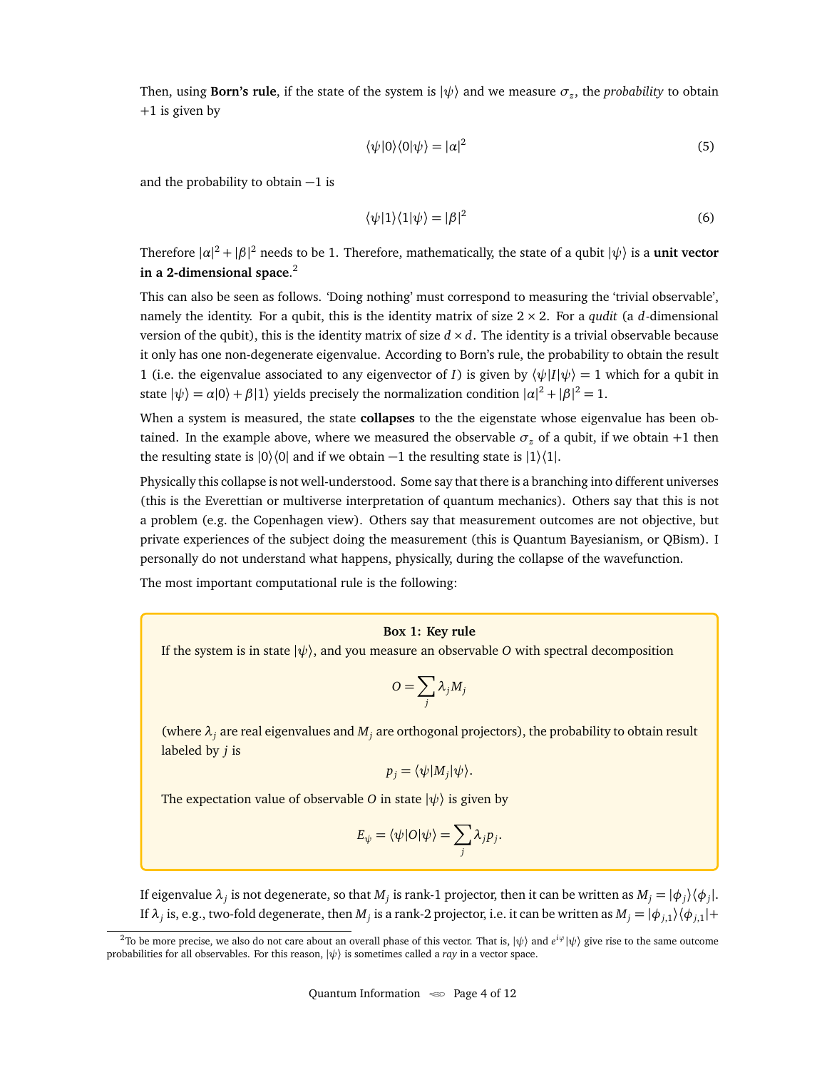Then, using **Born's rule**, if the state of the system is $|\psi\rangle$ and we measure $\sigma_z$, the *probability* to obtain $+1$ is given by

$$\langle\psi|0\rangle\langle 0|\psi\rangle = |\alpha|^2 \tag{5}$$

and the probability to obtain $-1$ is

$$\langle\psi|1\rangle\langle 1|\psi\rangle = |\beta|^2 \tag{6}$$

Therefore $|\alpha|^2 + |\beta|^2$ needs to be 1. Therefore, mathematically, the state of a qubit $|\psi\rangle$ is a **unit vector in a 2-dimensional space**.[2]

This can also be seen as follows. 'Doing nothing' must correspond to measuring the 'trivial observable', namely the identity. For a qubit, this is the identity matrix of size $2 \times 2$. For a *qudit* (a $d$-dimensional version of the qubit), this is the identity matrix of size $d \times d$. The identity is a trivial observable because it only has one non-degenerate eigenvalue. According to Born's rule, the probability to obtain the result 1 (i.e. the eigenvalue associated to any eigenvector of $I$) is given by $\langle\psi|I|\psi\rangle = 1$ which for a qubit in state $|\psi\rangle = \alpha|0\rangle + \beta|1\rangle$ yields precisely the normalization condition $|\alpha|^2 + |\beta|^2 = 1$.

When a system is measured, the state **collapses** to the the eigenstate whose eigenvalue has been obtained. In the example above, where we measured the observable $\sigma_z$ of a qubit, if we obtain $+1$ then the resulting state is $|0\rangle\langle 0|$ and if we obtain $-1$ the resulting state is $|1\rangle\langle 1|$.

Physically this collapse is not well-understood. Some say that there is a branching into different universes (this is the Everettian or multiverse interpretation of quantum mechanics). Others say that this is not a problem (e.g. the Copenhagen view). Others say that measurement outcomes are not objective, but private experiences of the subject doing the measurement (this is Quantum Bayesianism, or QBism). I personally do not understand what happens, physically, during the collapse of the wavefunction.

The most important computational rule is the following:

> **Box 1: Key rule**
>
> If the system is in state $|\psi\rangle$, and you measure an observable $O$ with spectral decomposition
>
> $$O = \sum_j \lambda_j M_j$$
>
> (where $\lambda_j$ are real eigenvalues and $M_j$ are orthogonal projectors), the probability to obtain result labeled by $j$ is
>
> $$p_j = \langle\psi|M_j|\psi\rangle.$$
>
> The expectation value of observable $O$ in state $|\psi\rangle$ is given by
>
> $$E_\psi = \langle\psi|O|\psi\rangle = \sum_j \lambda_j p_j.$$

If eigenvalue $\lambda_j$ is not degenerate, so that $M_j$ is rank-1 projector, then it can be written as $M_j = |\phi_j\rangle\langle\phi_j|$. If $\lambda_j$ is, e.g., two-fold degenerate, then $M_j$ is a rank-2 projector, i.e. it can be written as $M_j = |\phi_{j,1}\rangle\langle\phi_{j,1}|+$

[2] To be more precise, we also do not care about an overall phase of this vector. That is, $|\psi\rangle$ and $e^{i\varphi}|\psi\rangle$ give rise to the same outcome probabilities for all observables. For this reason, $|\psi\rangle$ is sometimes called a *ray* in a vector space.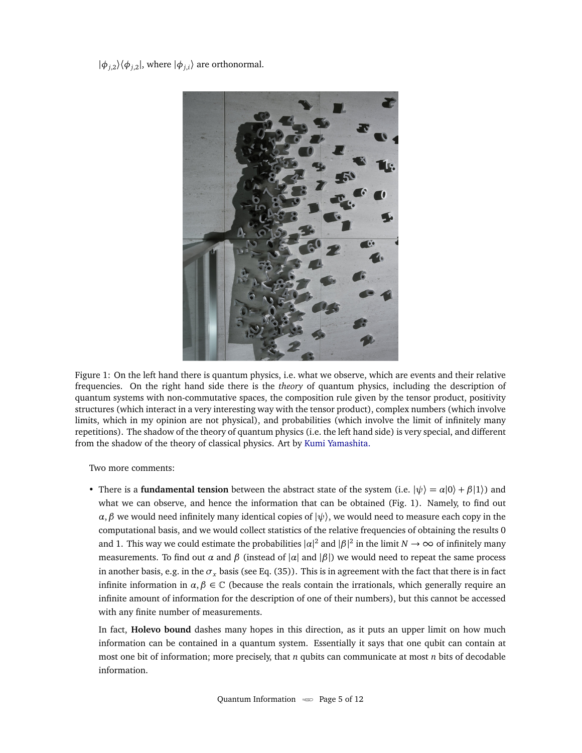$|\phi_{j,2}\rangle\langle\phi_{j,2}|$, where $|\phi_{j,i}\rangle$ are orthonormal.

Figure 1: On the left hand there is quantum physics, i.e. what we observe, which are events and their relative frequencies. On the right hand side there is the *theory* of quantum physics, including the description of quantum systems with non-commutative spaces, the composition rule given by the tensor product, positivity structures (which interact in a very interesting way with the tensor product), complex numbers (which involve limits, which in my opinion are not physical), and probabilities (which involve the limit of infinitely many repetitions). The shadow of the theory of quantum physics (i.e. the left hand side) is very special, and different from the shadow of the theory of classical physics. Art by Kumi Yamashita.

Two more comments:

- There is a **fundamental tension** between the abstract state of the system (i.e. $|\psi\rangle = \alpha|0\rangle + \beta|1\rangle$) and what we can observe, and hence the information that can be obtained (Fig. 1). Namely, to find out $\alpha, \beta$ we would need infinitely many identical copies of $|\psi\rangle$, we would need to measure each copy in the computational basis, and we would collect statistics of the relative frequencies of obtaining the results 0 and 1. This way we could estimate the probabilities $|\alpha|^2$ and $|\beta|^2$ in the limit $N \to \infty$ of infinitely many measurements. To find out $\alpha$ and $\beta$ (instead of $|\alpha|$ and $|\beta|$) we would need to repeat the same process in another basis, e.g. in the $\sigma_x$ basis (see Eq. (35)). This is in agreement with the fact that there is in fact infinite information in $\alpha, \beta \in \mathbb{C}$ (because the reals contain the irrationals, which generally require an infinite amount of information for the description of one of their numbers), but this cannot be accessed with any finite number of measurements.

  In fact, **Holevo bound** dashes many hopes in this direction, as it puts an upper limit on how much information can be contained in a quantum system. Essentially it says that one qubit can contain at most one bit of information; more precisely, that $n$ qubits can communicate at most $n$ bits of decodable information.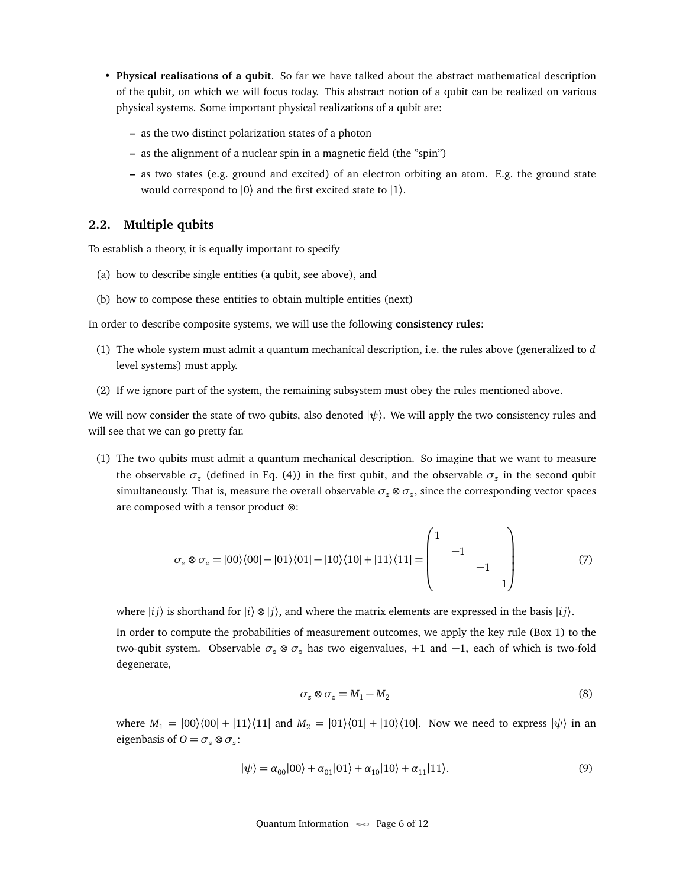- **Physical realisations of a qubit**. So far we have talked about the abstract mathematical description of the qubit, on which we will focus today. This abstract notion of a qubit can be realized on various physical systems. Some important physical realizations of a qubit are:
  - as the two distinct polarization states of a photon
  - as the alignment of a nuclear spin in a magnetic field (the "spin")
  - as two states (e.g. ground and excited) of an electron orbiting an atom. E.g. the ground state would correspond to $|0\rangle$ and the first excited state to $|1\rangle$.

## 2.2. Multiple qubits

To establish a theory, it is equally important to specify

(a) how to describe single entities (a qubit, see above), and

(b) how to compose these entities to obtain multiple entities (next)

In order to describe composite systems, we will use the following **consistency rules**:

(1) The whole system must admit a quantum mechanical description, i.e. the rules above (generalized to $d$ level systems) must apply.

(2) If we ignore part of the system, the remaining subsystem must obey the rules mentioned above.

We will now consider the state of two qubits, also denoted $|\psi\rangle$. We will apply the two consistency rules and will see that we can go pretty far.

(1) The two qubits must admit a quantum mechanical description. So imagine that we want to measure the observable $\sigma_z$ (defined in Eq. (4)) in the first qubit, and the observable $\sigma_z$ in the second qubit simultaneously. That is, measure the overall observable $\sigma_z \otimes \sigma_z$, since the corresponding vector spaces are composed with a tensor product $\otimes$:

$$\sigma_z \otimes \sigma_z = |00\rangle\langle 00| - |01\rangle\langle 01| - |10\rangle\langle 10| + |11\rangle\langle 11| = \begin{pmatrix} 1 & & & \\ & -1 & & \\ & & -1 & \\ & & & 1 \end{pmatrix} \tag{7}$$

where $|ij\rangle$ is shorthand for $|i\rangle \otimes |j\rangle$, and where the matrix elements are expressed in the basis $|ij\rangle$.

In order to compute the probabilities of measurement outcomes, we apply the key rule (Box 1) to the two-qubit system. Observable $\sigma_z \otimes \sigma_z$ has two eigenvalues, $+1$ and $-1$, each of which is two-fold degenerate,

$$\sigma_z \otimes \sigma_z = M_1 - M_2 \tag{8}$$

where $M_1 = |00\rangle\langle 00| + |11\rangle\langle 11|$ and $M_2 = |01\rangle\langle 01| + |10\rangle\langle 10|$. Now we need to express $|\psi\rangle$ in an eigenbasis of $O = \sigma_z \otimes \sigma_z$:

$$|\psi\rangle = \alpha_{00}|00\rangle + \alpha_{01}|01\rangle + \alpha_{10}|10\rangle + \alpha_{11}|11\rangle. \tag{9}$$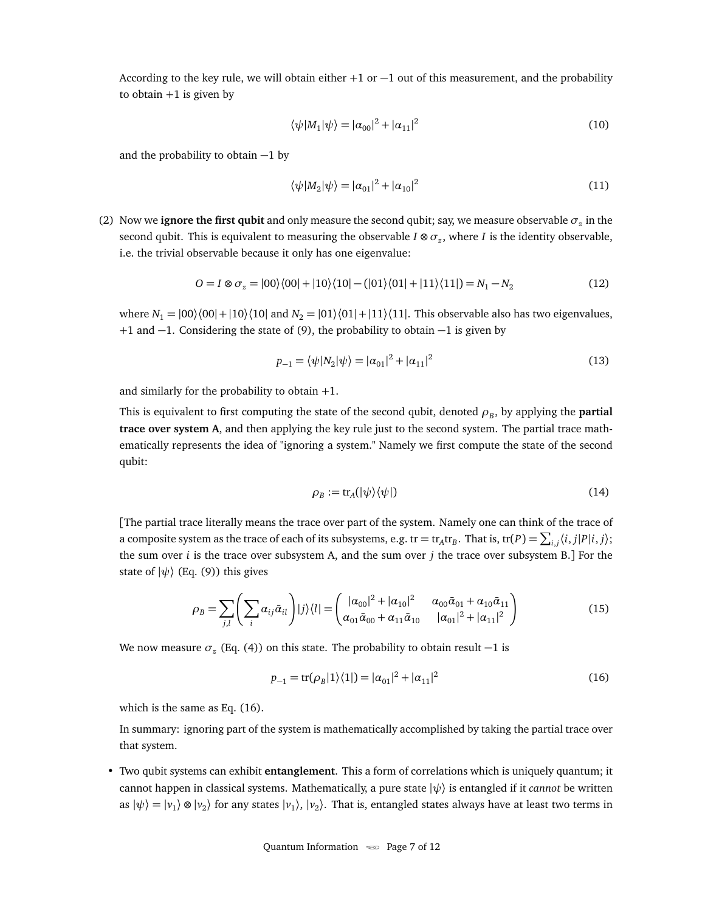According to the key rule, we will obtain either +1 or −1 out of this measurement, and the probability to obtain +1 is given by

$$\langle\psi|M_1|\psi\rangle = |\alpha_{00}|^2 + |\alpha_{11}|^2 \tag{10}$$

and the probability to obtain −1 by

$$\langle\psi|M_2|\psi\rangle = |\alpha_{01}|^2 + |\alpha_{10}|^2 \tag{11}$$

(2) Now we **ignore the first qubit** and only measure the second qubit; say, we measure observable $\sigma_z$ in the second qubit. This is equivalent to measuring the observable $I \otimes \sigma_z$, where $I$ is the identity observable, i.e. the trivial observable because it only has one eigenvalue:

$$O = I \otimes \sigma_z = |00\rangle\langle 00| + |10\rangle\langle 10| - (|01\rangle\langle 01| + |11\rangle\langle 11|) = N_1 - N_2 \tag{12}$$

where $N_1 = |00\rangle\langle 00| + |10\rangle\langle 10|$ and $N_2 = |01\rangle\langle 01| + |11\rangle\langle 11|$. This observable also has two eigenvalues, +1 and −1. Considering the state of (9), the probability to obtain −1 is given by

$$p_{-1} = \langle\psi|N_2|\psi\rangle = |\alpha_{01}|^2 + |\alpha_{11}|^2 \tag{13}$$

and similarly for the probability to obtain +1.

This is equivalent to first computing the state of the second qubit, denoted $\rho_B$, by applying the **partial trace over system A**, and then applying the key rule just to the second system. The partial trace mathematically represents the idea of "ignoring a system." Namely we first compute the state of the second qubit:

$$\rho_B := \mathrm{tr}_A(|\psi\rangle\langle\psi|) \tag{14}$$

[The partial trace literally means the trace over part of the system. Namely one can think of the trace of a composite system as the trace of each of its subsystems, e.g. $\mathrm{tr} = \mathrm{tr}_A \mathrm{tr}_B$. That is, $\mathrm{tr}(P) = \sum_{i,j} \langle i,j|P|i,j\rangle$; the sum over $i$ is the trace over subsystem A, and the sum over $j$ the trace over subsystem B.] For the state of $|\psi\rangle$ (Eq. (9)) this gives

$$\rho_B = \sum_{j,l}\left(\sum_i \alpha_{ij}\bar{\alpha}_{il}\right)|j\rangle\langle l| = \begin{pmatrix} |\alpha_{00}|^2 + |\alpha_{10}|^2 & \alpha_{00}\bar{\alpha}_{01} + \alpha_{10}\bar{\alpha}_{11} \\ \alpha_{01}\bar{\alpha}_{00} + \alpha_{11}\bar{\alpha}_{10} & |\alpha_{01}|^2 + |\alpha_{11}|^2 \end{pmatrix} \tag{15}$$

We now measure $\sigma_z$ (Eq. (4)) on this state. The probability to obtain result −1 is

$$p_{-1} = \mathrm{tr}(\rho_B |1\rangle\langle 1|) = |\alpha_{01}|^2 + |\alpha_{11}|^2 \tag{16}$$

which is the same as Eq. (16).

In summary: ignoring part of the system is mathematically accomplished by taking the partial trace over that system.

- Two qubit systems can exhibit **entanglement**. This a form of correlations which is uniquely quantum; it cannot happen in classical systems. Mathematically, a pure state $|\psi\rangle$ is entangled if it *cannot* be written as $|\psi\rangle = |v_1\rangle \otimes |v_2\rangle$ for any states $|v_1\rangle$, $|v_2\rangle$. That is, entangled states always have at least two terms in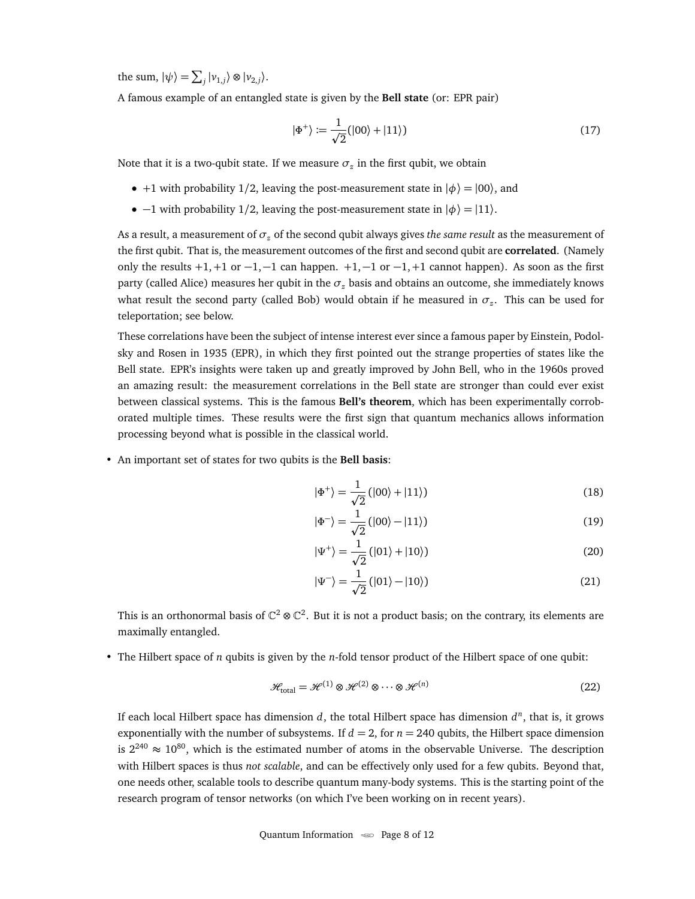the sum, $|\psi\rangle = \sum_j |v_{1,j}\rangle \otimes |v_{2,j}\rangle$.

A famous example of an entangled state is given by the **Bell state** (or: EPR pair)

$$|\Phi^+\rangle := \frac{1}{\sqrt{2}}(|00\rangle + |11\rangle) \tag{17}$$

Note that it is a two-qubit state. If we measure $\sigma_z$ in the first qubit, we obtain

- $+1$ with probability $1/2$, leaving the post-measurement state in $|\phi\rangle = |00\rangle$, and
- $-1$ with probability $1/2$, leaving the post-measurement state in $|\phi\rangle = |11\rangle$.

As a result, a measurement of $\sigma_z$ of the second qubit always gives *the same result* as the measurement of the first qubit. That is, the measurement outcomes of the first and second qubit are **correlated**. (Namely only the results $+1,+1$ or $-1,-1$ can happen. $+1,-1$ or $-1,+1$ cannot happen). As soon as the first party (called Alice) measures her qubit in the $\sigma_z$ basis and obtains an outcome, she immediately knows what result the second party (called Bob) would obtain if he measured in $\sigma_z$. This can be used for teleportation; see below.

These correlations have been the subject of intense interest ever since a famous paper by Einstein, Podolsky and Rosen in 1935 (EPR), in which they first pointed out the strange properties of states like the Bell state. EPR's insights were taken up and greatly improved by John Bell, who in the 1960s proved an amazing result: the measurement correlations in the Bell state are stronger than could ever exist between classical systems. This is the famous **Bell's theorem**, which has been experimentally corroborated multiple times. These results were the first sign that quantum mechanics allows information processing beyond what is possible in the classical world.

- An important set of states for two qubits is the **Bell basis**:

$$|\Phi^+\rangle = \frac{1}{\sqrt{2}}(|00\rangle + |11\rangle) \tag{18}$$

$$|\Phi^-\rangle = \frac{1}{\sqrt{2}}(|00\rangle - |11\rangle) \tag{19}$$

$$|\Psi^+\rangle = \frac{1}{\sqrt{2}}(|01\rangle + |10\rangle) \tag{20}$$

$$|\Psi^-\rangle = \frac{1}{\sqrt{2}}(|01\rangle - |10\rangle) \tag{21}$$

  This is an orthonormal basis of $\mathbb{C}^2 \otimes \mathbb{C}^2$. But it is not a product basis; on the contrary, its elements are maximally entangled.

- The Hilbert space of $n$ qubits is given by the $n$-fold tensor product of the Hilbert space of one qubit:

$$\mathcal{H}_{\text{total}} = \mathcal{H}^{(1)} \otimes \mathcal{H}^{(2)} \otimes \cdots \otimes \mathcal{H}^{(n)} \tag{22}$$

  If each local Hilbert space has dimension $d$, the total Hilbert space has dimension $d^n$, that is, it grows exponentially with the number of subsystems. If $d = 2$, for $n = 240$ qubits, the Hilbert space dimension is $2^{240} \approx 10^{80}$, which is the estimated number of atoms in the observable Universe. The description with Hilbert spaces is thus *not scalable*, and can be effectively only used for a few qubits. Beyond that, one needs other, scalable tools to describe quantum many-body systems. This is the starting point of the research program of tensor networks (on which I've been working on in recent years).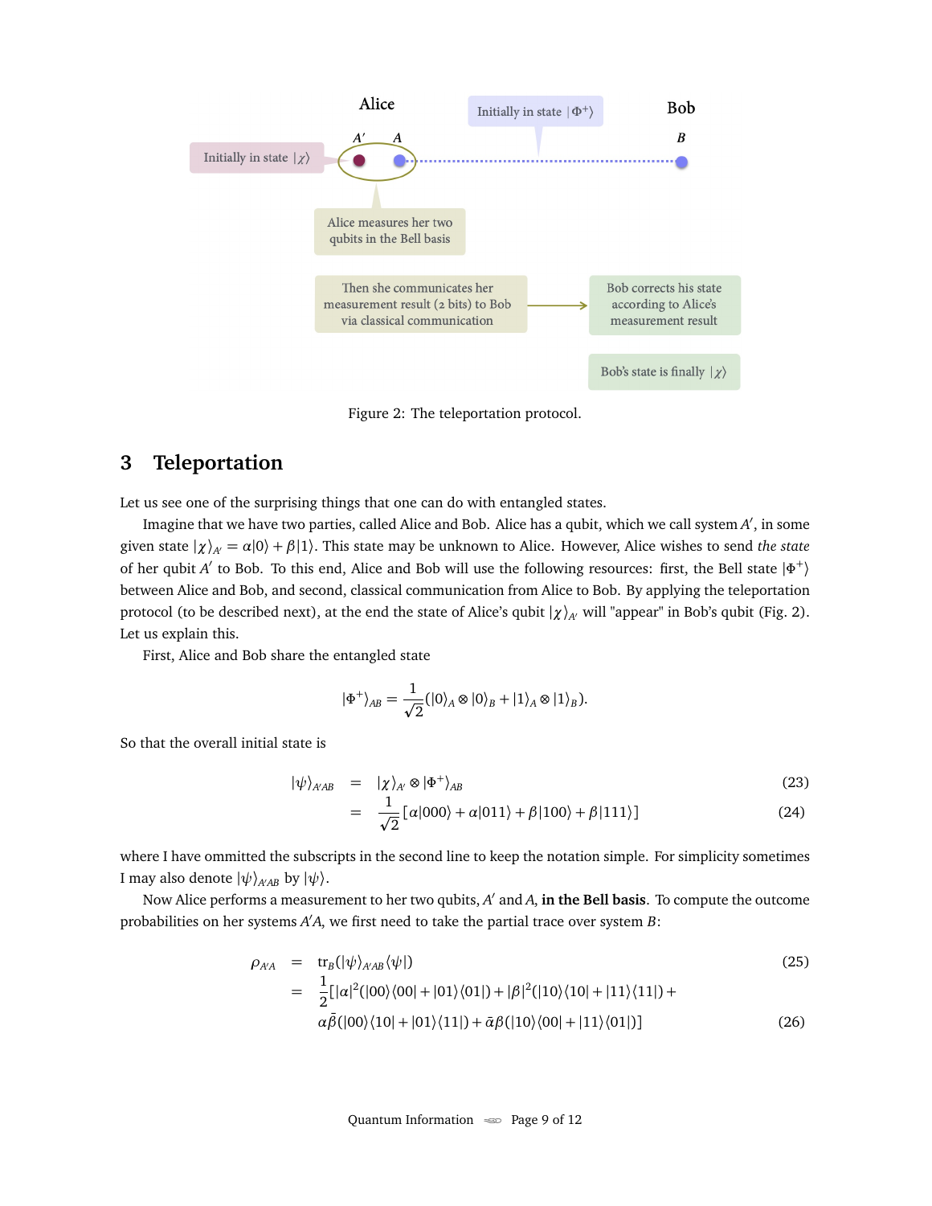Alice

Initially in state $|\Phi^+\rangle$

Bob

$A'$ $A$ $B$

Initially in state $|\chi\rangle$

Alice measures her two qubits in the Bell basis

Then she communicates her measurement result (2 bits) to Bob via classical communication

Bob corrects his state according to Alice's measurement result

Bob's state is finally $|\chi\rangle$

Figure 2: The teleportation protocol.

## 3 Teleportation

Let us see one of the surprising things that one can do with entangled states.

Imagine that we have two parties, called Alice and Bob. Alice has a qubit, which we call system $A'$, in some given state $|\chi\rangle_{A'} = \alpha|0\rangle + \beta|1\rangle$. This state may be unknown to Alice. However, Alice wishes to send *the state* of her qubit $A'$ to Bob. To this end, Alice and Bob will use the following resources: first, the Bell state $|\Phi^+\rangle$ between Alice and Bob, and second, classical communication from Alice to Bob. By applying the teleportation protocol (to be described next), at the end the state of Alice's qubit $|\chi\rangle_{A'}$ will "appear" in Bob's qubit (Fig. 2). Let us explain this.

First, Alice and Bob share the entangled state

$$|\Phi^+\rangle_{AB} = \frac{1}{\sqrt{2}}(|0\rangle_A \otimes |0\rangle_B + |1\rangle_A \otimes |1\rangle_B).$$

So that the overall initial state is

$$\begin{aligned} |\psi\rangle_{A'AB} &= |\chi\rangle_{A'} \otimes |\Phi^+\rangle_{AB} & (23)\\ &= \frac{1}{\sqrt{2}}[\alpha|000\rangle + \alpha|011\rangle + \beta|100\rangle + \beta|111\rangle] & (24) \end{aligned}$$

where I have ommitted the subscripts in the second line to keep the notation simple. For simplicity sometimes I may also denote $|\psi\rangle_{A'AB}$ by $|\psi\rangle$.

Now Alice performs a measurement to her two qubits, $A'$ and $A$, **in the Bell basis**. To compute the outcome probabilities on her systems $A'A$, we first need to take the partial trace over system $B$:

$$\begin{aligned} \rho_{A'A} &= \mathrm{tr}_B(|\psi\rangle_{A'AB}\langle\psi|) & (25)\\ &= \frac{1}{2}[|\alpha|^2(|00\rangle\langle 00| + |01\rangle\langle 01|) + |\beta|^2(|10\rangle\langle 10| + |11\rangle\langle 11|) + \\ &\quad \alpha\bar{\beta}(|00\rangle\langle 10| + |01\rangle\langle 11|) + \bar{\alpha}\beta(|10\rangle\langle 00| + |11\rangle\langle 01|)] & (26) \end{aligned}$$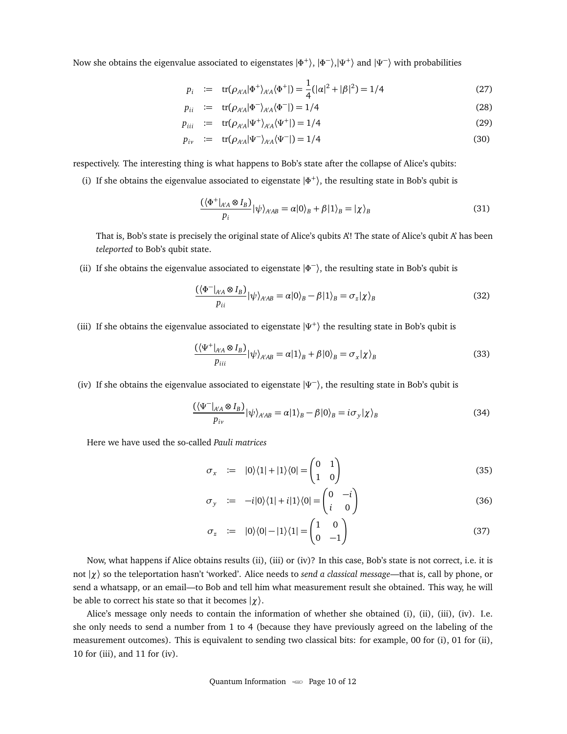Now she obtains the eigenvalue associated to eigenstates $|\Phi^+\rangle$, $|\Phi^-\rangle$,$|\Psi^+\rangle$ and $|\Psi^-\rangle$ with probabilities

$$p_i := \mathrm{tr}(\rho_{A'A}|\Phi^+\rangle_{A'A}\langle\Phi^+|) = \frac{1}{4}(|\alpha|^2+|\beta|^2) = 1/4 \tag{27}$$

$$p_{ii} := \mathrm{tr}(\rho_{A'A}|\Phi^-\rangle_{A'A}\langle\Phi^-|) = 1/4 \tag{28}$$

$$p_{iii} := \mathrm{tr}(\rho_{A'A}|\Psi^+\rangle_{A'A}\langle\Psi^+|) = 1/4 \tag{29}$$

$$p_{iv} := \mathrm{tr}(\rho_{A'A}|\Psi^-\rangle_{A'A}\langle\Psi^-|) = 1/4 \tag{30}$$

respectively. The interesting thing is what happens to Bob's state after the collapse of Alice's qubits:

(i) If she obtains the eigenvalue associated to eigenstate $|\Phi^+\rangle$, the resulting state in Bob's qubit is

$$\frac{(\langle\Phi^+|_{A'A}\otimes I_B)}{p_i}|\psi\rangle_{A'AB} = \alpha|0\rangle_B + \beta|1\rangle_B = |\chi\rangle_B \tag{31}$$

That is, Bob's state is precisely the original state of Alice's qubits A'! The state of Alice's qubit A' has been *teleported* to Bob's qubit state.

(ii) If she obtains the eigenvalue associated to eigenstate $|\Phi^-\rangle$, the resulting state in Bob's qubit is

$$\frac{(\langle\Phi^-|_{A'A}\otimes I_B)}{p_{ii}}|\psi\rangle_{A'AB} = \alpha|0\rangle_B - \beta|1\rangle_B = \sigma_z|\chi\rangle_B \tag{32}$$

(iii) If she obtains the eigenvalue associated to eigenstate $|\Psi^+\rangle$ the resulting state in Bob's qubit is

$$\frac{(\langle\Psi^+|_{A'A}\otimes I_B)}{p_{iii}}|\psi\rangle_{A'AB} = \alpha|1\rangle_B + \beta|0\rangle_B = \sigma_x|\chi\rangle_B \tag{33}$$

(iv) If she obtains the eigenvalue associated to eigenstate $|\Psi^-\rangle$, the resulting state in Bob's qubit is

$$\frac{(\langle\Psi^-|_{A'A}\otimes I_B)}{p_{iv}}|\psi\rangle_{A'AB} = \alpha|1\rangle_B - \beta|0\rangle_B = i\sigma_y|\chi\rangle_B \tag{34}$$

Here we have used the so-called *Pauli matrices*

$$\sigma_x := |0\rangle\langle 1| + |1\rangle\langle 0| = \begin{pmatrix} 0 & 1 \\ 1 & 0 \end{pmatrix} \tag{35}$$

$$\sigma_y := -i|0\rangle\langle 1| + i|1\rangle\langle 0| = \begin{pmatrix} 0 & -i \\ i & 0 \end{pmatrix} \tag{36}$$

$$\sigma_z := |0\rangle\langle 0| - |1\rangle\langle 1| = \begin{pmatrix} 1 & 0 \\ 0 & -1 \end{pmatrix} \tag{37}$$

Now, what happens if Alice obtains results (ii), (iii) or (iv)? In this case, Bob's state is not correct, i.e. it is not $|\chi\rangle$ so the teleportation hasn't 'worked'. Alice needs to *send a classical message*—that is, call by phone, or send a whatsapp, or an email—to Bob and tell him what measurement result she obtained. This way, he will be able to correct his state so that it becomes $|\chi\rangle$.

Alice's message only needs to contain the information of whether she obtained (i), (ii), (iii), (iv). I.e. she only needs to send a number from 1 to 4 (because they have previously agreed on the labeling of the measurement outcomes). This is equivalent to sending two classical bits: for example, 00 for (i), 01 for (ii), 10 for (iii), and 11 for (iv).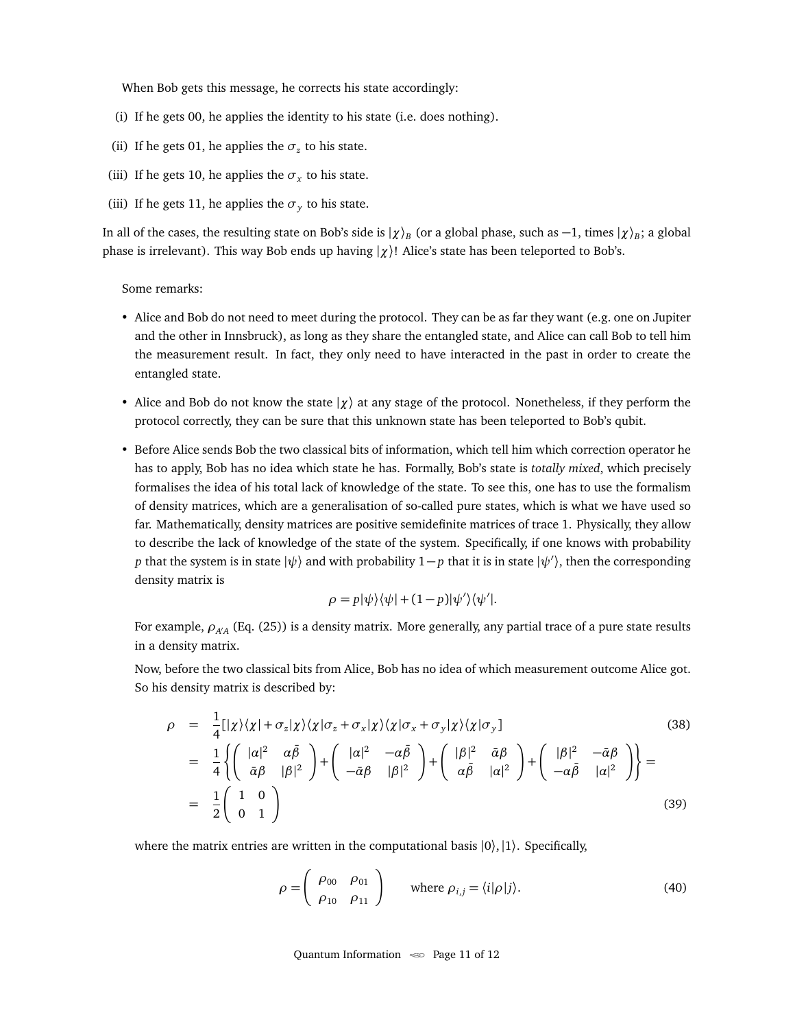When Bob gets this message, he corrects his state accordingly:

(i) If he gets 00, he applies the identity to his state (i.e. does nothing).

(ii) If he gets 01, he applies the $\sigma_z$ to his state.

(iii) If he gets 10, he applies the $\sigma_x$ to his state.

(iii) If he gets 11, he applies the $\sigma_y$ to his state.

In all of the cases, the resulting state on Bob's side is $|\chi\rangle_B$ (or a global phase, such as $-1$, times $|\chi\rangle_B$; a global phase is irrelevant). This way Bob ends up having $|\chi\rangle$! Alice's state has been teleported to Bob's.

Some remarks:

- Alice and Bob do not need to meet during the protocol. They can be as far they want (e.g. one on Jupiter and the other in Innsbruck), as long as they share the entangled state, and Alice can call Bob to tell him the measurement result. In fact, they only need to have interacted in the past in order to create the entangled state.
- Alice and Bob do not know the state $|\chi\rangle$ at any stage of the protocol. Nonetheless, if they perform the protocol correctly, they can be sure that this unknown state has been teleported to Bob's qubit.
- Before Alice sends Bob the two classical bits of information, which tell him which correction operator he has to apply, Bob has no idea which state he has. Formally, Bob's state is *totally mixed*, which precisely formalises the idea of his total lack of knowledge of the state. To see this, one has to use the formalism of density matrices, which are a generalisation of so-called pure states, which is what we have used so far. Mathematically, density matrices are positive semidefinite matrices of trace 1. Physically, they allow to describe the lack of knowledge of the state of the system. Specifically, if one knows with probability $p$ that the system is in state $|\psi\rangle$ and with probability $1-p$ that it is in state $|\psi'\rangle$, then the corresponding density matrix is

  $$\rho = p|\psi\rangle\langle\psi| + (1-p)|\psi'\rangle\langle\psi'|.$$

  For example, $\rho_{A'A}$ (Eq. (25)) is a density matrix. More generally, any partial trace of a pure state results in a density matrix.

  Now, before the two classical bits from Alice, Bob has no idea of which measurement outcome Alice got. So his density matrix is described by:

  $$\begin{aligned} \rho &= \frac{1}{4}[|\chi\rangle\langle\chi| + \sigma_z|\chi\rangle\langle\chi|\sigma_z + \sigma_x|\chi\rangle\langle\chi|\sigma_x + \sigma_y|\chi\rangle\langle\chi|\sigma_y] & (38) \\ &= \frac{1}{4}\left\{\begin{pmatrix} |\alpha|^2 & \alpha\bar{\beta} \\ \bar{\alpha}\beta & |\beta|^2 \end{pmatrix} + \begin{pmatrix} |\alpha|^2 & -\alpha\bar{\beta} \\ -\bar{\alpha}\beta & |\beta|^2 \end{pmatrix} + \begin{pmatrix} |\beta|^2 & \bar{\alpha}\beta \\ \alpha\bar{\beta} & |\alpha|^2 \end{pmatrix} + \begin{pmatrix} |\beta|^2 & -\bar{\alpha}\beta \\ -\alpha\bar{\beta} & |\alpha|^2 \end{pmatrix}\right\} = \\ &= \frac{1}{2}\begin{pmatrix} 1 & 0 \\ 0 & 1 \end{pmatrix} & (39) \end{aligned}$$

  where the matrix entries are written in the computational basis $|0\rangle, |1\rangle$. Specifically,

  $$\rho = \begin{pmatrix} \rho_{00} & \rho_{01} \\ \rho_{10} & \rho_{11} \end{pmatrix} \qquad \text{where } \rho_{i,j} = \langle i|\rho|j\rangle. \tag{40}$$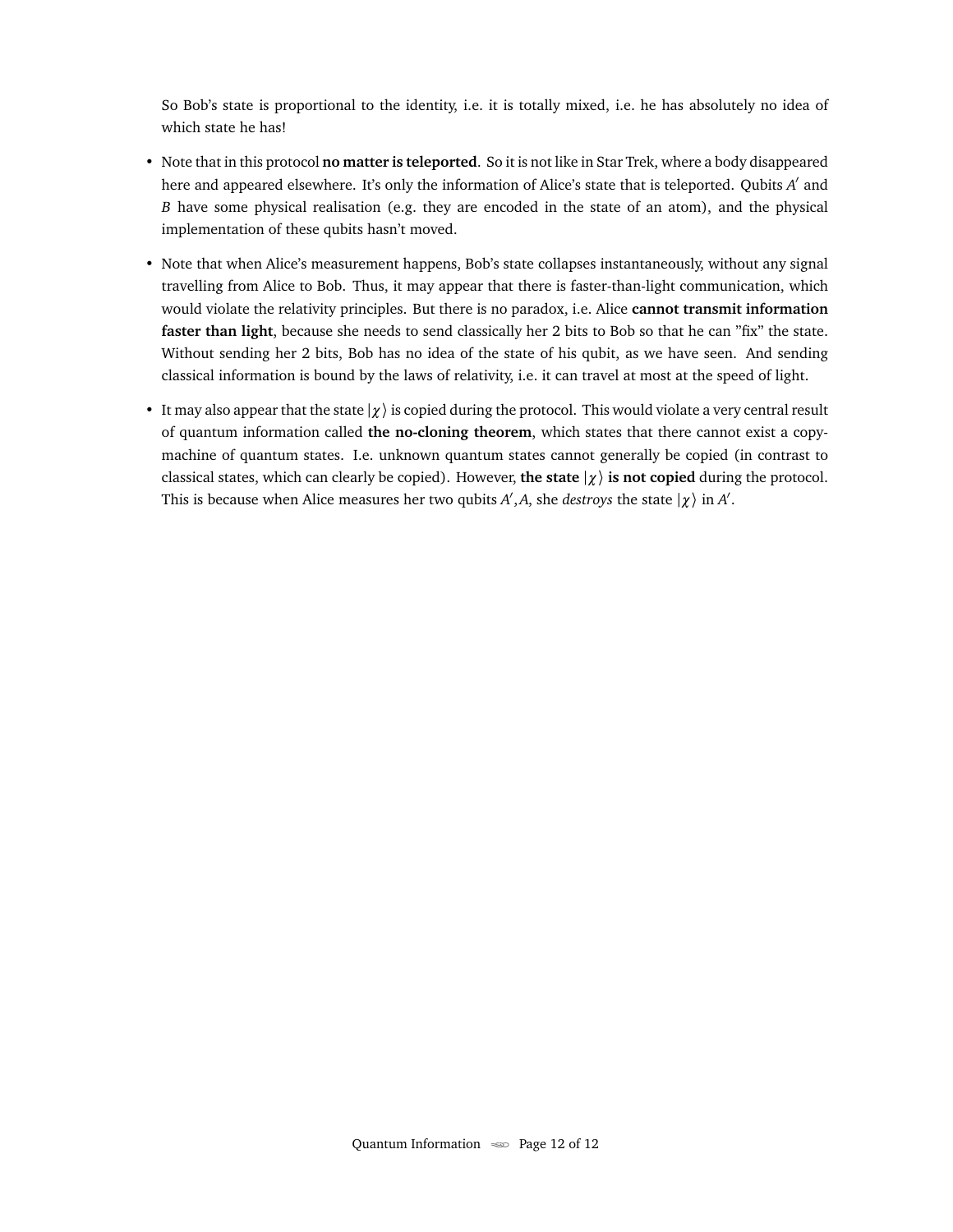So Bob's state is proportional to the identity, i.e. it is totally mixed, i.e. he has absolutely no idea of which state he has!

- Note that in this protocol **no matter is teleported**. So it is not like in Star Trek, where a body disappeared here and appeared elsewhere. It's only the information of Alice's state that is teleported. Qubits $A'$ and $B$ have some physical realisation (e.g. they are encoded in the state of an atom), and the physical implementation of these qubits hasn't moved.

- Note that when Alice's measurement happens, Bob's state collapses instantaneously, without any signal travelling from Alice to Bob. Thus, it may appear that there is faster-than-light communication, which would violate the relativity principles. But there is no paradox, i.e. Alice **cannot transmit information faster than light**, because she needs to send classically her 2 bits to Bob so that he can "fix" the state. Without sending her 2 bits, Bob has no idea of the state of his qubit, as we have seen. And sending classical information is bound by the laws of relativity, i.e. it can travel at most at the speed of light.

- It may also appear that the state $|\chi\rangle$ is copied during the protocol. This would violate a very central result of quantum information called **the no-cloning theorem**, which states that there cannot exist a copy-machine of quantum states. I.e. unknown quantum states cannot generally be copied (in contrast to classical states, which can clearly be copied). However, **the state $|\chi\rangle$ is not copied** during the protocol. This is because when Alice measures her two qubits $A', A$, she *destroys* the state $|\chi\rangle$ in $A'$.